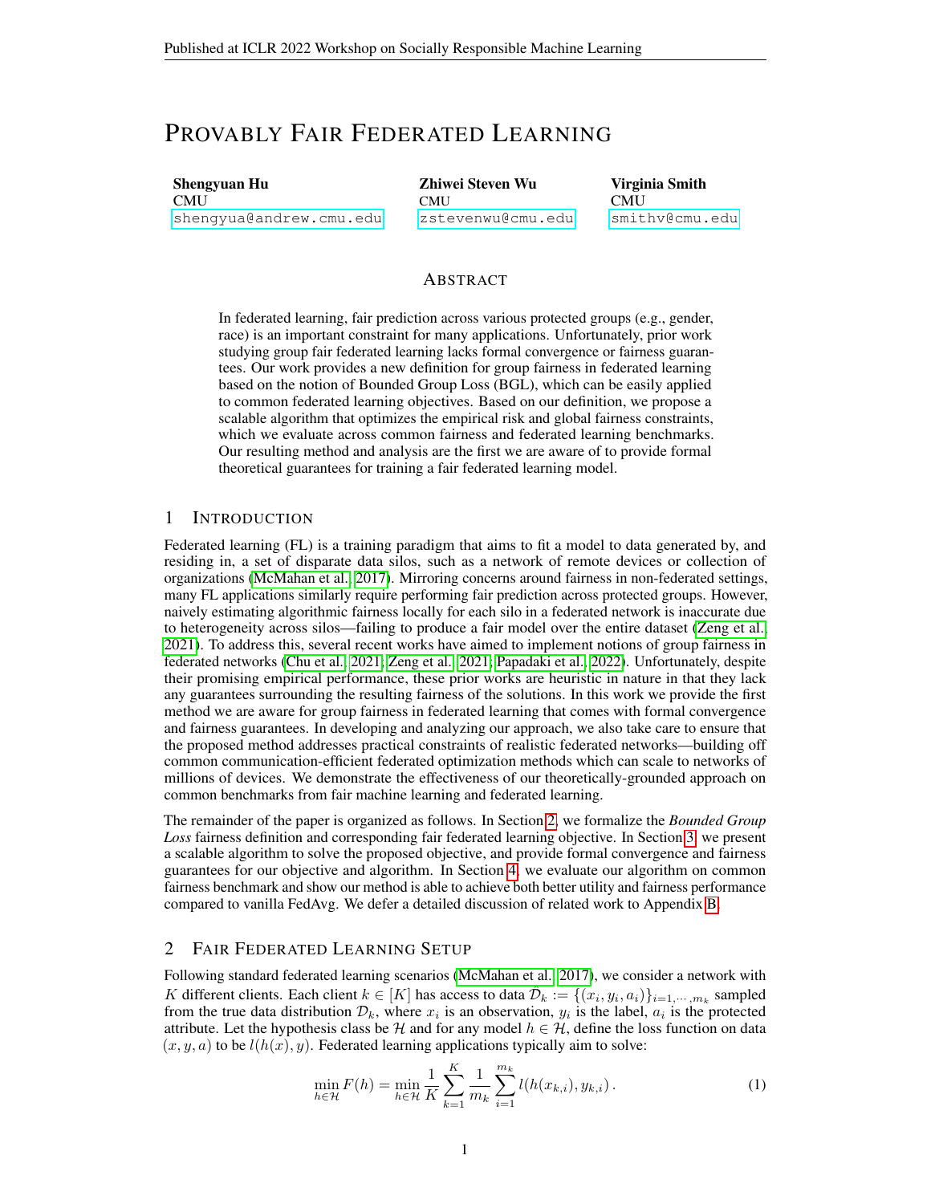# PROVABLY FAIR FEDERATED LEARNING

**Shengyuan Hu**
CMU
shengyua@andrew.cmu.edu

**Zhiwei Steven Wu**
CMU
zstevenwu@cmu.edu

**Virginia Smith**
CMU
smithv@cmu.edu

## ABSTRACT

In federated learning, fair prediction across various protected groups (e.g., gender, race) is an important constraint for many applications. Unfortunately, prior work studying group fair federated learning lacks formal convergence or fairness guarantees. Our work provides a new definition for group fairness in federated learning based on the notion of Bounded Group Loss (BGL), which can be easily applied to common federated learning objectives. Based on our definition, we propose a scalable algorithm that optimizes the empirical risk and global fairness constraints, which we evaluate across common fairness and federated learning benchmarks. Our resulting method and analysis are the first we are aware of to provide formal theoretical guarantees for training a fair federated learning model.

## 1 INTRODUCTION

Federated learning (FL) is a training paradigm that aims to fit a model to data generated by, and residing in, a set of disparate data silos, such as a network of remote devices or collection of organizations (McMahan et al., 2017). Mirroring concerns around fairness in non-federated settings, many FL applications similarly require performing fair prediction across protected groups. However, naively estimating algorithmic fairness locally for each silo in a federated network is inaccurate due to heterogeneity across silos—failing to produce a fair model over the entire dataset (Zeng et al., 2021). To address this, several recent works have aimed to implement notions of group fairness in federated networks (Chu et al., 2021; Zeng et al., 2021; Papadaki et al., 2022). Unfortunately, despite their promising empirical performance, these prior works are heuristic in nature in that they lack any guarantees surrounding the resulting fairness of the solutions. In this work we provide the first method we are aware for group fairness in federated learning that comes with formal convergence and fairness guarantees. In developing and analyzing our approach, we also take care to ensure that the proposed method addresses practical constraints of realistic federated networks—building off common communication-efficient federated optimization methods which can scale to networks of millions of devices. We demonstrate the effectiveness of our theoretically-grounded approach on common benchmarks from fair machine learning and federated learning.

The remainder of the paper is organized as follows. In Section 2, we formalize the *Bounded Group Loss* fairness definition and corresponding fair federated learning objective. In Section 3, we present a scalable algorithm to solve the proposed objective, and provide formal convergence and fairness guarantees for our objective and algorithm. In Section 4, we evaluate our algorithm on common fairness benchmark and show our method is able to achieve both better utility and fairness performance compared to vanilla FedAvg. We defer a detailed discussion of related work to Appendix B.

## 2 FAIR FEDERATED LEARNING SETUP

Following standard federated learning scenarios (McMahan et al., 2017), we consider a network with $K$ different clients. Each client $k \in [K]$ has access to data $\hat{\mathcal{D}}_k := \{(x_i, y_i, a_i)\}_{i=1,\cdots,m_k}$ sampled from the true data distribution $\mathcal{D}_k$, where $x_i$ is an observation, $y_i$ is the label, $a_i$ is the protected attribute. Let the hypothesis class be $\mathcal{H}$ and for any model $h \in \mathcal{H}$, define the loss function on data $(x, y, a)$ to be $l(h(x), y)$. Federated learning applications typically aim to solve:

$$\min_{h \in \mathcal{H}} F(h) = \min_{h \in \mathcal{H}} \frac{1}{K} \sum_{k=1}^{K} \frac{1}{m_k} \sum_{i=1}^{m_k} l(h(x_{k,i}), y_{k,i}) \,. \tag{1}$$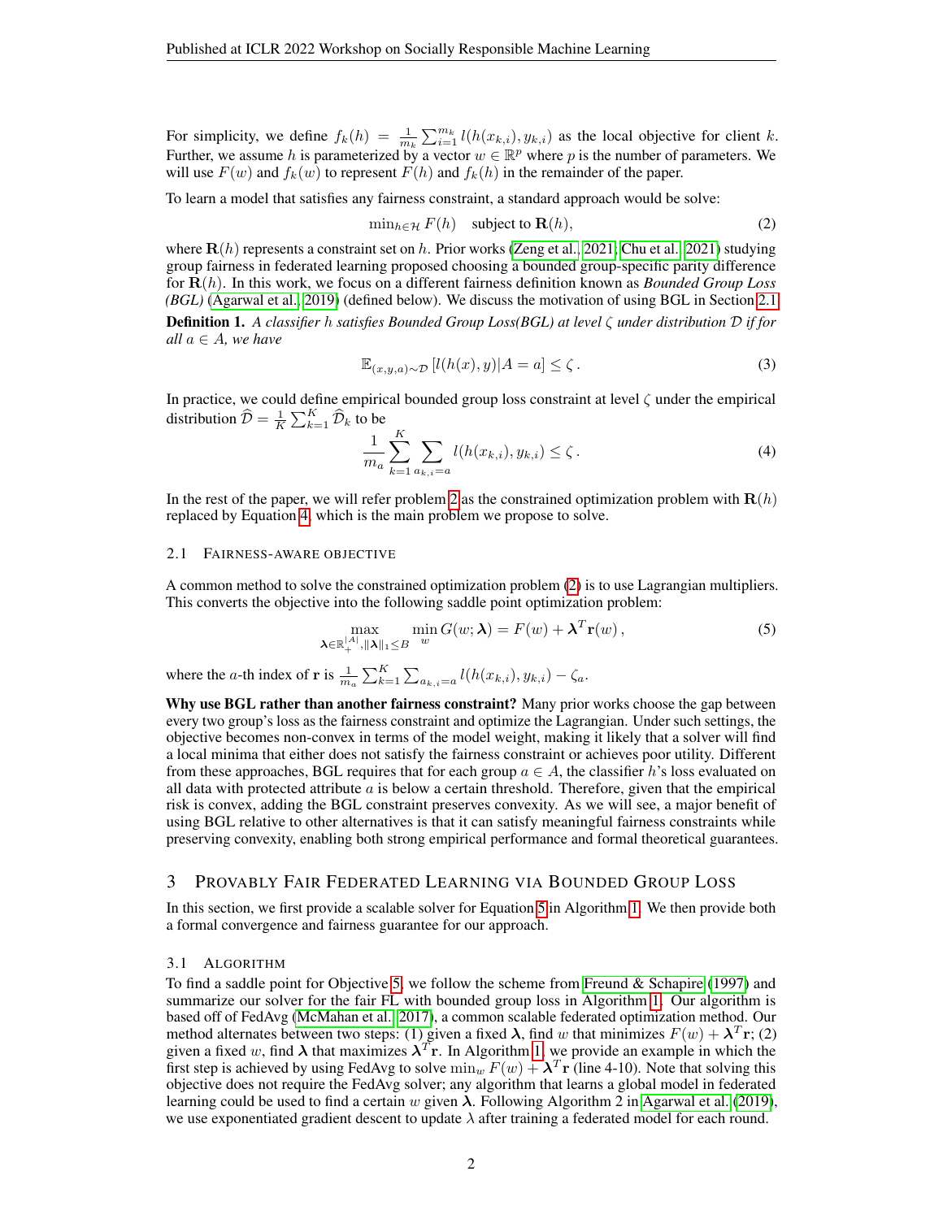For simplicity, we define $f_k(h) = \frac{1}{m_k}\sum_{i=1}^{m_k} l(h(x_{k,i}), y_{k,i})$ as the local objective for client $k$. Further, we assume $h$ is parameterized by a vector $w \in \mathbb{R}^p$ where $p$ is the number of parameters. We will use $F(w)$ and $f_k(w)$ to represent $F(h)$ and $f_k(h)$ in the remainder of the paper.

To learn a model that satisfies any fairness constraint, a standard approach would be solve:

$$\min_{h\in\mathcal{H}} F(h) \quad \text{subject to } \mathbf{R}(h), \tag{2}$$

where $\mathbf{R}(h)$ represents a constraint set on $h$. Prior works (Zeng et al., 2021; Chu et al., 2021) studying group fairness in federated learning proposed choosing a bounded group-specific parity difference for $\mathbf{R}(h)$. In this work, we focus on a different fairness definition known as *Bounded Group Loss (BGL)* (Agarwal et al., 2019) (defined below). We discuss the motivation of using BGL in Section 2.1.

**Definition 1.** *A classifier $h$ satisfies Bounded Group Loss(BGL) at level $\zeta$ under distribution $\mathcal{D}$ if for all $a \in A$, we have*

$$\mathbb{E}_{(x,y,a)\sim\mathcal{D}}\left[l(h(x), y)|A = a\right] \leq \zeta\,. \tag{3}$$

In practice, we could define empirical bounded group loss constraint at level $\zeta$ under the empirical distribution $\widehat{\mathcal{D}} = \frac{1}{K}\sum_{k=1}^{K}\widehat{\mathcal{D}}_k$ to be

$$\frac{1}{m_a}\sum_{k=1}^{K}\sum_{a_{k,i}=a} l(h(x_{k,i}), y_{k,i}) \leq \zeta\,. \tag{4}$$

In the rest of the paper, we will refer problem 2 as the constrained optimization problem with $\mathbf{R}(h)$ replaced by Equation 4, which is the main problem we propose to solve.

### 2.1 Fairness-aware objective

A common method to solve the constrained optimization problem (2) is to use Lagrangian multipliers. This converts the objective into the following saddle point optimization problem:

$$\max_{\boldsymbol{\lambda}\in\mathbb{R}_+^{|A|}, \|\boldsymbol{\lambda}\|_1\leq B}\ \min_{w} G(w;\boldsymbol{\lambda}) = F(w) + \boldsymbol{\lambda}^T\mathbf{r}(w)\,, \tag{5}$$

where the $a$-th index of $\mathbf{r}$ is $\frac{1}{m_a}\sum_{k=1}^{K}\sum_{a_{k,i}=a} l(h(x_{k,i}), y_{k,i}) - \zeta_a$.

**Why use BGL rather than another fairness constraint?** Many prior works choose the gap between every two group's loss as the fairness constraint and optimize the Lagrangian. Under such settings, the objective becomes non-convex in terms of the model weight, making it likely that a solver will find a local minima that either does not satisfy the fairness constraint or achieves poor utility. Different from these approaches, BGL requires that for each group $a \in A$, the classifier $h$'s loss evaluated on all data with protected attribute $a$ is below a certain threshold. Therefore, given that the empirical risk is convex, adding the BGL constraint preserves convexity. As we will see, a major benefit of using BGL relative to other alternatives is that it can satisfy meaningful fairness constraints while preserving convexity, enabling both strong empirical performance and formal theoretical guarantees.

## 3 Provably Fair Federated Learning via Bounded Group Loss

In this section, we first provide a scalable solver for Equation 5 in Algorithm 1. We then provide both a formal convergence and fairness guarantee for our approach.

### 3.1 Algorithm

To find a saddle point for Objective 5, we follow the scheme from Freund & Schapire (1997) and summarize our solver for the fair FL with bounded group loss in Algorithm 1. Our algorithm is based off of FedAvg (McMahan et al., 2017), a common scalable federated optimization method. Our method alternates between two steps: (1) given a fixed $\boldsymbol{\lambda}$, find $w$ that minimizes $F(w) + \boldsymbol{\lambda}^T\mathbf{r}$; (2) given a fixed $w$, find $\boldsymbol{\lambda}$ that maximizes $\boldsymbol{\lambda}^T\mathbf{r}$. In Algorithm 1, we provide an example in which the first step is achieved by using FedAvg to solve $\min_w F(w) + \boldsymbol{\lambda}^T\mathbf{r}$ (line 4-10). Note that solving this objective does not require the FedAvg solver; any algorithm that learns a global model in federated learning could be used to find a certain $w$ given $\boldsymbol{\lambda}$. Following Algorithm 2 in Agarwal et al. (2019), we use exponentiated gradient descent to update $\lambda$ after training a federated model for each round.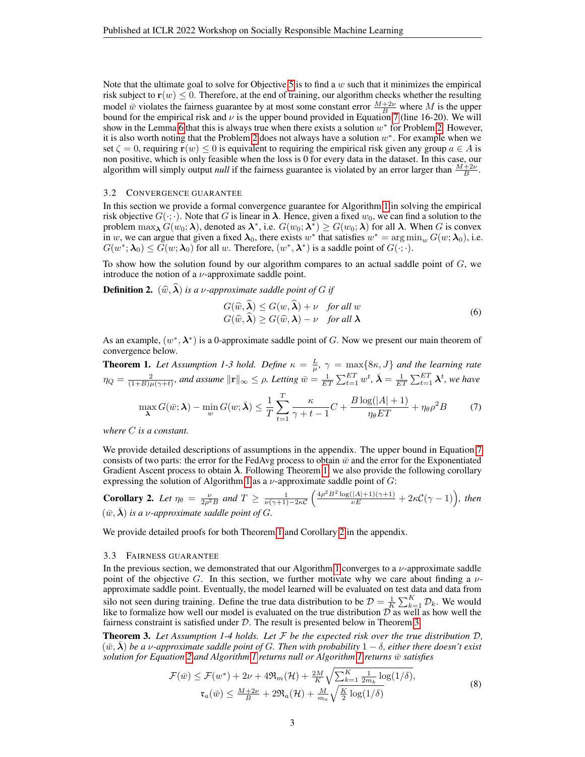Note that the ultimate goal to solve for Objective 5 is to find a $w$ such that it minimizes the empirical risk subject to $\mathbf{r}(w) \leq 0$. Therefore, at the end of training, our algorithm checks whether the resulting model $\bar{w}$ violates the fairness guarantee by at most some constant error $\frac{M+2\nu}{B}$ where $M$ is the upper bound for the empirical risk and $\nu$ is the upper bound provided in Equation 7 (line 16-20). We will show in the Lemma 6 that this is always true when there exists a solution $w^*$ for Problem 2. However, it is also worth noting that the Problem 2 does not always have a solution $w^*$. For example when we set $\zeta = 0$, requiring $\mathbf{r}(w) \leq 0$ is equivalent to requiring the empirical risk given any group $a \in A$ is non positive, which is only feasible when the loss is 0 for every data in the dataset. In this case, our algorithm will simply output *null* if the fairness guarantee is violated by an error larger than $\frac{M+2\nu}{B}$.

### 3.2 Convergence Guarantee

In this section we provide a formal convergence guarantee for Algorithm 1 in solving the empirical risk objective $G(\cdot;\cdot)$. Note that $G$ is linear in $\boldsymbol{\lambda}$. Hence, given a fixed $w_0$, we can find a solution to the problem $\max_{\boldsymbol{\lambda}} G(w_0; \boldsymbol{\lambda})$, denoted as $\boldsymbol{\lambda}^*$, i.e. $G(w_0; \boldsymbol{\lambda}^*) \geq G(w_0; \boldsymbol{\lambda})$ for all $\boldsymbol{\lambda}$. When $G$ is convex in $w$, we can argue that given a fixed $\boldsymbol{\lambda}_0$, there exists $w^*$ that satisfies $w^* = \arg\min_w G(w; \boldsymbol{\lambda}_0)$, i.e. $G(w^*; \boldsymbol{\lambda}_0) \leq G(w; \boldsymbol{\lambda}_0)$ for all $w$. Therefore, $(w^*, \boldsymbol{\lambda}^*)$ is a saddle point of $G(\cdot;\cdot)$.

To show how the solution found by our algorithm compares to an actual saddle point of $G$, we introduce the notion of a $\nu$-approximate saddle point.

**Definition 2.** *$(\widehat{w}, \widehat{\boldsymbol{\lambda}})$ is a $\nu$-approximate saddle point of $G$ if*

$$
\begin{aligned}
G(\widehat{w}, \widehat{\boldsymbol{\lambda}}) &\leq G(w, \widehat{\boldsymbol{\lambda}}) + \nu \quad \textit{for all } w \\
G(\widehat{w}, \widehat{\boldsymbol{\lambda}}) &\geq G(\widehat{w}, \boldsymbol{\lambda}) - \nu \quad \textit{for all } \boldsymbol{\lambda}
\end{aligned}
\tag{6}
$$

As an example, $(w^*, \boldsymbol{\lambda}^*)$ is a 0-approximate saddle point of $G$. Now we present our main theorem of convergence below.

**Theorem 1.** *Let Assumption 1-3 hold. Define $\kappa = \frac{L}{\mu}$, $\gamma = \max\{8\kappa, J\}$ and the learning rate $\eta_Q = \frac{2}{(1+B)\mu(\gamma+t)}$, and assume $\|\mathbf{r}\|_\infty \leq \rho$. Letting $\bar{w} = \frac{1}{ET}\sum_{t=1}^{ET} w^t$, $\bar{\boldsymbol{\lambda}} = \frac{1}{ET}\sum_{t=1}^{ET} \boldsymbol{\lambda}^t$, we have*

$$
\max_{\boldsymbol{\lambda}} G(\bar{w}; \boldsymbol{\lambda}) - \min_{w} G(w; \bar{\boldsymbol{\lambda}}) \leq \frac{1}{T}\sum_{t=1}^{T} \frac{\kappa}{\gamma + t - 1} C + \frac{B\log(|A|+1)}{\eta_\theta ET} + \eta_\theta \rho^2 B \tag{7}
$$

*where $C$ is a constant.*

We provide detailed descriptions of assumptions in the appendix. The upper bound in Equation 7 consists of two parts: the error for the FedAvg process to obtain $\bar{w}$ and the error for the Exponentiated Gradient Ascent process to obtain $\bar{\boldsymbol{\lambda}}$. Following Theorem 1, we also provide the following corollary expressing the solution of Algorithm 1 as a $\nu$-approximate saddle point of $G$:

**Corollary 2.** *Let $\eta_\theta = \frac{\nu}{2\rho^2 B}$ and $T \geq \frac{1}{\nu(\gamma+1) - 2\kappa \mathcal{C}}\left(\frac{4\rho^2 B^2 \log(|A|+1)(\gamma+1)}{\nu E} + 2\kappa\mathcal{C}(\gamma - 1)\right)$, then $(\bar{w}, \bar{\boldsymbol{\lambda}})$ is a $\nu$-approximate saddle point of $G$.*

We provide detailed proofs for both Theorem 1 and Corollary 2 in the appendix.

### 3.3 Fairness Guarantee

In the previous section, we demonstrated that our Algorithm 1 converges to a $\nu$-approximate saddle point of the objective $G$. In this section, we further motivate why we care about finding a $\nu$-approximate saddle point. Eventually, the model learned will be evaluated on test data and data from silo not seen during training. Define the true data distribution to be $\mathcal{D} = \frac{1}{K}\sum_{k=1}^{K} \mathcal{D}_k$. We would like to formalize how well our model is evaluated on the true distribution $\mathcal{D}$ as well as how well the fairness constraint is satisfied under $\mathcal{D}$. The result is presented below in Theorem 3.

**Theorem 3.** *Let Assumption 1-4 holds. Let $\mathcal{F}$ be the expected risk over the true distribution $\mathcal{D}$, $(\bar{w}, \bar{\boldsymbol{\lambda}})$ be a $\nu$-approximate saddle point of $G$. Then with probability $1-\delta$, either there doesn't exist solution for Equation 2 and Algorithm 1 returns null or Algorithm 1 returns $\bar{w}$ satisfies*

$$
\begin{aligned}
\mathcal{F}(\bar{w}) &\leq \mathcal{F}(w^*) + 2\nu + 4\mathfrak{R}_m(\mathcal{H}) + \tfrac{2M}{K}\sqrt{\textstyle\sum_{k=1}^{K} \frac{1}{2m_k}\log(1/\delta)}, \\
\mathfrak{r}_a(\bar{w}) &\leq \tfrac{M+2\nu}{B} + 2\mathfrak{R}_a(\mathcal{H}) + \tfrac{M}{m_a}\sqrt{\tfrac{K}{2}\log(1/\delta)}
\end{aligned}
\tag{8}
$$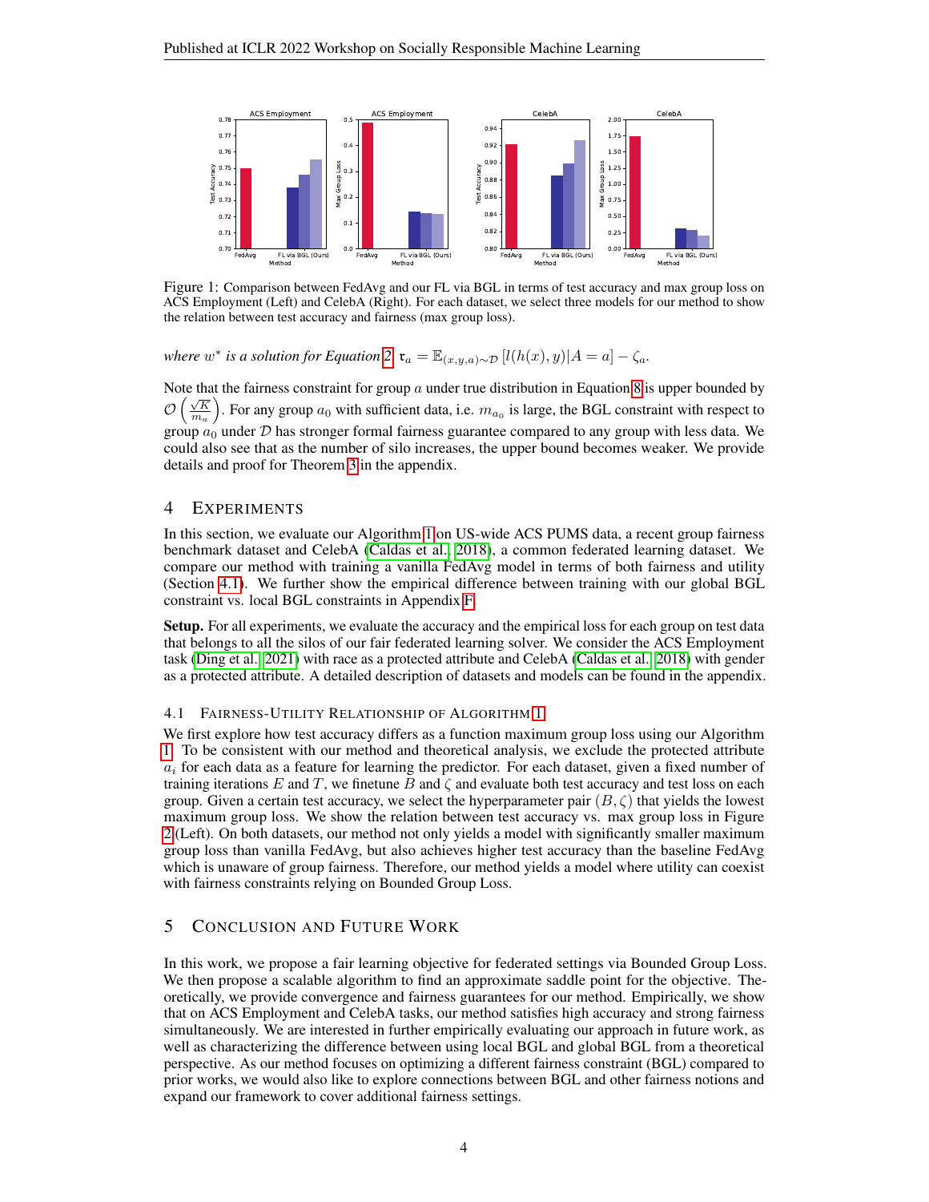Figure 1: Comparison between FedAvg and our FL via BGL in terms of test accuracy and max group loss on ACS Employment (Left) and CelebA (Right). For each dataset, we select three models for our method to show the relation between test accuracy and fairness (max group loss).

*where $w^*$ is a solution for Equation 2, $\mathfrak{r}_a = \mathbb{E}_{(x,y,a)\sim\mathcal{D}}\left[l(h(x),y)|A=a\right] - \zeta_a$.*

Note that the fairness constraint for group $a$ under true distribution in Equation 8 is upper bounded by $\mathcal{O}\left(\frac{\sqrt{K}}{m_a}\right)$. For any group $a_0$ with sufficient data, i.e. $m_{a_0}$ is large, the BGL constraint with respect to group $a_0$ under $\mathcal{D}$ has stronger formal fairness guarantee compared to any group with less data. We could also see that as the number of silo increases, the upper bound becomes weaker. We provide details and proof for Theorem 3 in the appendix.

# 4 Experiments

In this section, we evaluate our Algorithm 1 on US-wide ACS PUMS data, a recent group fairness benchmark dataset and CelebA (Caldas et al., 2018), a common federated learning dataset. We compare our method with training a vanilla FedAvg model in terms of both fairness and utility (Section 4.1). We further show the empirical difference between training with our global BGL constraint vs. local BGL constraints in Appendix F.

**Setup.** For all experiments, we evaluate the accuracy and the empirical loss for each group on test data that belongs to all the silos of our fair federated learning solver. We consider the ACS Employment task (Ding et al., 2021) with race as a protected attribute and CelebA (Caldas et al., 2018) with gender as a protected attribute. A detailed description of datasets and models can be found in the appendix.

## 4.1 Fairness-Utility Relationship of Algorithm 1

We first explore how test accuracy differs as a function maximum group loss using our Algorithm 1. To be consistent with our method and theoretical analysis, we exclude the protected attribute $a_i$ for each data as a feature for learning the predictor. For each dataset, given a fixed number of training iterations $E$ and $T$, we finetune $B$ and $\zeta$ and evaluate both test accuracy and test loss on each group. Given a certain test accuracy, we select the hyperparameter pair $(B, \zeta)$ that yields the lowest maximum group loss. We show the relation between test accuracy vs. max group loss in Figure 2 (Left). On both datasets, our method not only yields a model with significantly smaller maximum group loss than vanilla FedAvg, but also achieves higher test accuracy than the baseline FedAvg which is unaware of group fairness. Therefore, our method yields a model where utility can coexist with fairness constraints relying on Bounded Group Loss.

# 5 Conclusion and Future Work

In this work, we propose a fair learning objective for federated settings via Bounded Group Loss. We then propose a scalable algorithm to find an approximate saddle point for the objective. Theoretically, we provide convergence and fairness guarantees for our method. Empirically, we show that on ACS Employment and CelebA tasks, our method satisfies high accuracy and strong fairness simultaneously. We are interested in further empirically evaluating our approach in future work, as well as characterizing the difference between using local BGL and global BGL from a theoretical perspective. As our method focuses on optimizing a different fairness constraint (BGL) compared to prior works, we would also like to explore connections between BGL and other fairness notions and expand our framework to cover additional fairness settings.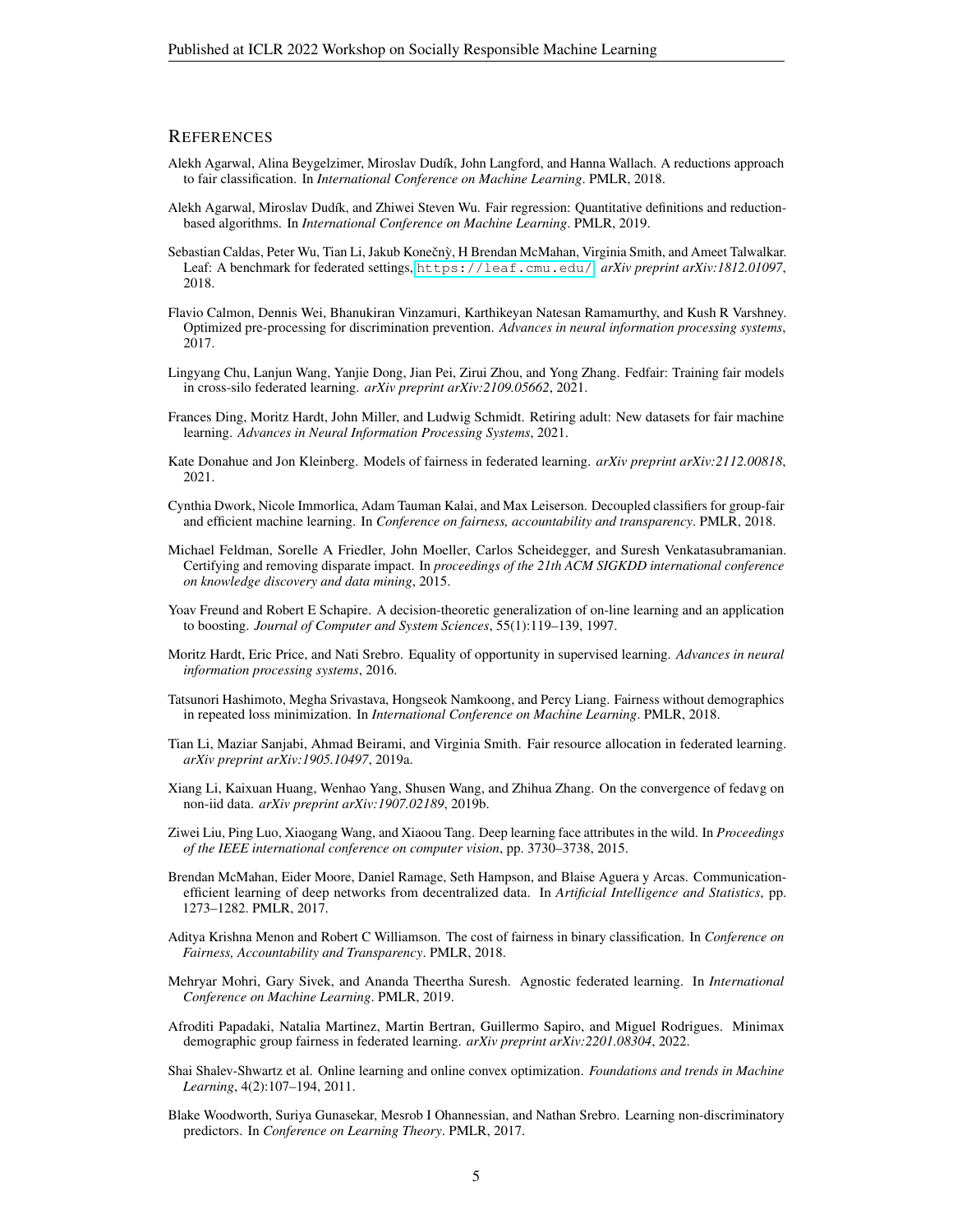# REFERENCES

Alekh Agarwal, Alina Beygelzimer, Miroslav Dudík, John Langford, and Hanna Wallach. A reductions approach to fair classification. In *International Conference on Machine Learning*. PMLR, 2018.

Alekh Agarwal, Miroslav Dudík, and Zhiwei Steven Wu. Fair regression: Quantitative definitions and reduction-based algorithms. In *International Conference on Machine Learning*. PMLR, 2019.

Sebastian Caldas, Peter Wu, Tian Li, Jakub Konečnỳ, H Brendan McMahan, Virginia Smith, and Ameet Talwalkar. Leaf: A benchmark for federated settings, https://leaf.cmu.edu/. *arXiv preprint arXiv:1812.01097*, 2018.

Flavio Calmon, Dennis Wei, Bhanukiran Vinzamuri, Karthikeyan Natesan Ramamurthy, and Kush R Varshney. Optimized pre-processing for discrimination prevention. *Advances in neural information processing systems*, 2017.

Lingyang Chu, Lanjun Wang, Yanjie Dong, Jian Pei, Zirui Zhou, and Yong Zhang. Fedfair: Training fair models in cross-silo federated learning. *arXiv preprint arXiv:2109.05662*, 2021.

Frances Ding, Moritz Hardt, John Miller, and Ludwig Schmidt. Retiring adult: New datasets for fair machine learning. *Advances in Neural Information Processing Systems*, 2021.

Kate Donahue and Jon Kleinberg. Models of fairness in federated learning. *arXiv preprint arXiv:2112.00818*, 2021.

Cynthia Dwork, Nicole Immorlica, Adam Tauman Kalai, and Max Leiserson. Decoupled classifiers for group-fair and efficient machine learning. In *Conference on fairness, accountability and transparency*. PMLR, 2018.

Michael Feldman, Sorelle A Friedler, John Moeller, Carlos Scheidegger, and Suresh Venkatasubramanian. Certifying and removing disparate impact. In *proceedings of the 21th ACM SIGKDD international conference on knowledge discovery and data mining*, 2015.

Yoav Freund and Robert E Schapire. A decision-theoretic generalization of on-line learning and an application to boosting. *Journal of Computer and System Sciences*, 55(1):119–139, 1997.

Moritz Hardt, Eric Price, and Nati Srebro. Equality of opportunity in supervised learning. *Advances in neural information processing systems*, 2016.

Tatsunori Hashimoto, Megha Srivastava, Hongseok Namkoong, and Percy Liang. Fairness without demographics in repeated loss minimization. In *International Conference on Machine Learning*. PMLR, 2018.

Tian Li, Maziar Sanjabi, Ahmad Beirami, and Virginia Smith. Fair resource allocation in federated learning. *arXiv preprint arXiv:1905.10497*, 2019a.

Xiang Li, Kaixuan Huang, Wenhao Yang, Shusen Wang, and Zhihua Zhang. On the convergence of fedavg on non-iid data. *arXiv preprint arXiv:1907.02189*, 2019b.

Ziwei Liu, Ping Luo, Xiaogang Wang, and Xiaoou Tang. Deep learning face attributes in the wild. In *Proceedings of the IEEE international conference on computer vision*, pp. 3730–3738, 2015.

Brendan McMahan, Eider Moore, Daniel Ramage, Seth Hampson, and Blaise Aguera y Arcas. Communication-efficient learning of deep networks from decentralized data. In *Artificial Intelligence and Statistics*, pp. 1273–1282. PMLR, 2017.

Aditya Krishna Menon and Robert C Williamson. The cost of fairness in binary classification. In *Conference on Fairness, Accountability and Transparency*. PMLR, 2018.

Mehryar Mohri, Gary Sivek, and Ananda Theertha Suresh. Agnostic federated learning. In *International Conference on Machine Learning*. PMLR, 2019.

Afroditi Papadaki, Natalia Martinez, Martin Bertran, Guillermo Sapiro, and Miguel Rodrigues. Minimax demographic group fairness in federated learning. *arXiv preprint arXiv:2201.08304*, 2022.

Shai Shalev-Shwartz et al. Online learning and online convex optimization. *Foundations and trends in Machine Learning*, 4(2):107–194, 2011.

Blake Woodworth, Suriya Gunasekar, Mesrob I Ohannessian, and Nathan Srebro. Learning non-discriminatory predictors. In *Conference on Learning Theory*. PMLR, 2017.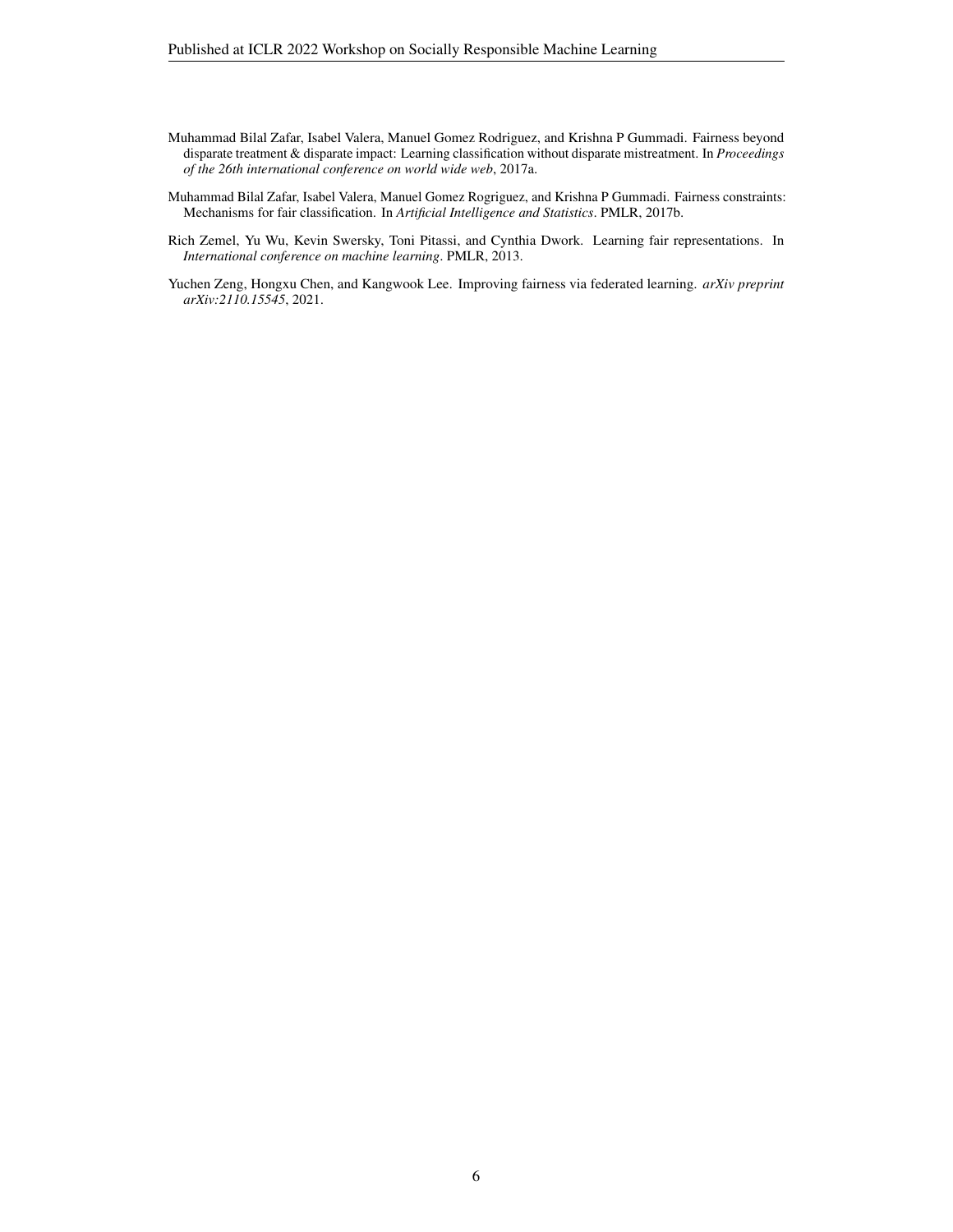Muhammad Bilal Zafar, Isabel Valera, Manuel Gomez Rodriguez, and Krishna P Gummadi. Fairness beyond disparate treatment & disparate impact: Learning classification without disparate mistreatment. In *Proceedings of the 26th international conference on world wide web*, 2017a.

Muhammad Bilal Zafar, Isabel Valera, Manuel Gomez Rogriguez, and Krishna P Gummadi. Fairness constraints: Mechanisms for fair classification. In *Artificial Intelligence and Statistics*. PMLR, 2017b.

Rich Zemel, Yu Wu, Kevin Swersky, Toni Pitassi, and Cynthia Dwork. Learning fair representations. In *International conference on machine learning*. PMLR, 2013.

Yuchen Zeng, Hongxu Chen, and Kangwook Lee. Improving fairness via federated learning. *arXiv preprint arXiv:2110.15545*, 2021.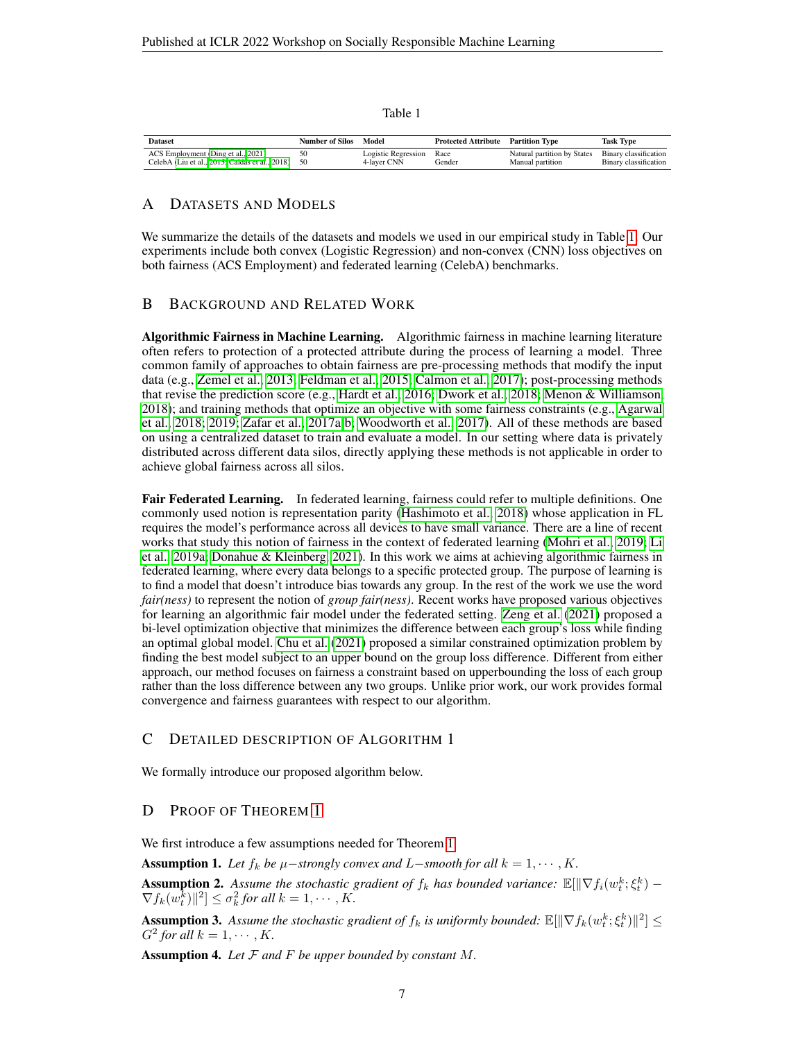Table 1

| Dataset | Number of Silos | Model | Protected Attribute | Partition Type | Task Type |
|---|---|---|---|---|---|
| ACS Employment (Ding et al., 2021) | 50 | Logistic Regression | Race | Natural partition by States | Binary classification |
| CelebA (Liu et al., 2015; Caldas et al., 2018) | 50 | 4-layer CNN | Gender | Manual partition | Binary classification |

## A Datasets and Models

We summarize the details of the datasets and models we used in our empirical study in Table 1. Our experiments include both convex (Logistic Regression) and non-convex (CNN) loss objectives on both fairness (ACS Employment) and federated learning (CelebA) benchmarks.

## B Background and Related Work

**Algorithmic Fairness in Machine Learning.** Algorithmic fairness in machine learning literature often refers to protection of a protected attribute during the process of learning a model. Three common family of approaches to obtain fairness are pre-processing methods that modify the input data (e.g., Zemel et al., 2013; Feldman et al., 2015; Calmon et al., 2017); post-processing methods that revise the prediction score (e.g., Hardt et al., 2016; Dwork et al., 2018; Menon & Williamson, 2018); and training methods that optimize an objective with some fairness constraints (e.g., Agarwal et al., 2018; 2019; Zafar et al., 2017a;b; Woodworth et al., 2017). All of these methods are based on using a centralized dataset to train and evaluate a model. In our setting where data is privately distributed across different data silos, directly applying these methods is not applicable in order to achieve global fairness across all silos.

**Fair Federated Learning.** In federated learning, fairness could refer to multiple definitions. One commonly used notion is representation parity (Hashimoto et al., 2018) whose application in FL requires the model's performance across all devices to have small variance. There are a line of recent works that study this notion of fairness in the context of federated learning (Mohri et al., 2019; Li et al., 2019a; Donahue & Kleinberg, 2021). In this work we aims at achieving algorithmic fairness in federated learning, where every data belongs to a specific protected group. The purpose of learning is to find a model that doesn't introduce bias towards any group. In the rest of the work we use the word *fair(ness)* to represent the notion of *group fair(ness)*. Recent works have proposed various objectives for learning an algorithmic fair model under the federated setting. Zeng et al. (2021) proposed a bi-level optimization objective that minimizes the difference between each group's loss while finding an optimal global model. Chu et al. (2021) proposed a similar constrained optimization problem by finding the best model subject to an upper bound on the group loss difference. Different from either approach, our method focuses on fairness a constraint based on upperbounding the loss of each group rather than the loss difference between any two groups. Unlike prior work, our work provides formal convergence and fairness guarantees with respect to our algorithm.

## C Detailed Description of Algorithm 1

We formally introduce our proposed algorithm below.

## D Proof of Theorem 1

We first introduce a few assumptions needed for Theorem 1.

**Assumption 1.** *Let $f_k$ be $\mu-$strongly convex and $L-$smooth for all $k = 1, \cdots, K$.*

**Assumption 2.** *Assume the stochastic gradient of $f_k$ has bounded variance: $\mathbb{E}[\|\nabla f_i(w_t^k;\xi_t^k) - \nabla f_k(w_t^k)\|^2] \leq \sigma_k^2$ for all $k = 1, \cdots, K$.*

**Assumption 3.** *Assume the stochastic gradient of $f_k$ is uniformly bounded: $\mathbb{E}[\|\nabla f_k(w_t^k;\xi_t^k)\|^2] \leq G^2$ for all $k = 1, \cdots, K$.*

**Assumption 4.** *Let $\mathcal{F}$ and $F$ be upper bounded by constant $M$.*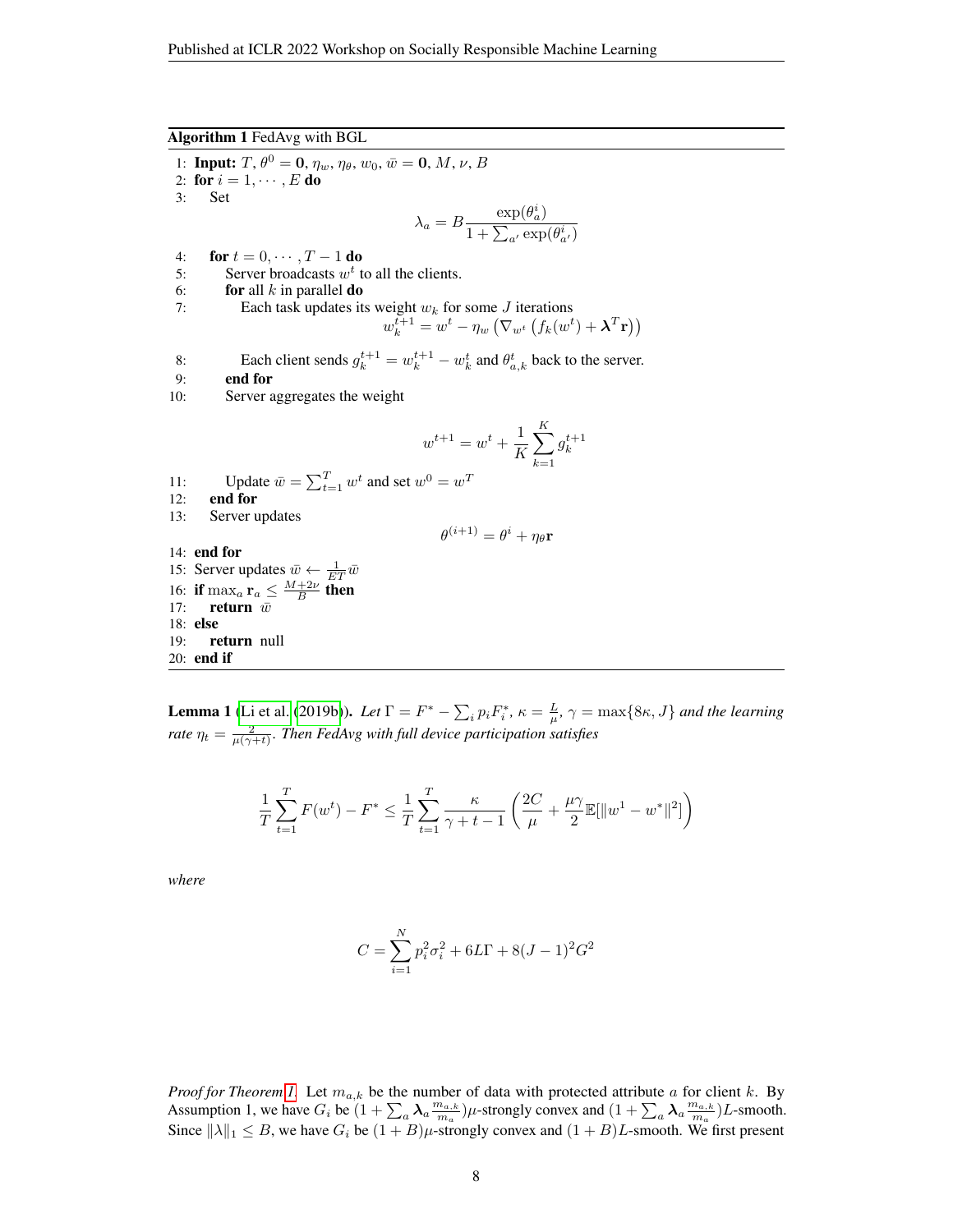**Algorithm 1** FedAvg with BGL

1: **Input:** $T$, $\theta^0 = \mathbf{0}$, $\eta_w$, $\eta_\theta$, $w_0$, $\bar{w} = \mathbf{0}$, $M$, $\nu$, $B$
2: **for** $i = 1, \cdots, E$ **do**
3: Set

$$\lambda_a = B \frac{\exp(\theta_a^i)}{1 + \sum_{a'} \exp(\theta_{a'}^i)}$$

4: **for** $t = 0, \cdots, T-1$ **do**
5: Server broadcasts $w^t$ to all the clients.
6: **for** all $k$ in parallel **do**
7: Each task updates its weight $w_k$ for some $J$ iterations

$$w_k^{t+1} = w^t - \eta_w \left(\nabla_{w^t} \left(f_k(w^t) + \boldsymbol{\lambda}^T \mathbf{r}\right)\right)$$

8: Each client sends $g_k^{t+1} = w_k^{t+1} - w_k^t$ and $\theta_{a,k}^t$ back to the server.
9: **end for**
10: Server aggregates the weight

$$w^{t+1} = w^t + \frac{1}{K} \sum_{k=1}^{K} g_k^{t+1}$$

11: Update $\bar{w} = \sum_{t=1}^{T} w^t$ and set $w^0 = w^T$
12: **end for**
13: Server updates

$$\theta^{(i+1)} = \theta^i + \eta_\theta \mathbf{r}$$

14: **end for**
15: Server updates $\bar{w} \leftarrow \frac{1}{ET} \bar{w}$
16: **if** $\max_a \mathbf{r}_a \leq \frac{M+2\nu}{B}$ **then**
17: **return** $\bar{w}$
18: **else**
19: **return** null
20: **end if**

**Lemma 1** (Li et al. (2019b)). *Let $\Gamma = F^* - \sum_i p_i F_i^*$, $\kappa = \frac{L}{\mu}$, $\gamma = \max\{8\kappa, J\}$ and the learning rate $\eta_t = \frac{2}{\mu(\gamma+t)}$. Then FedAvg with full device participation satisfies*

$$\frac{1}{T} \sum_{t=1}^{T} F(w^t) - F^* \leq \frac{1}{T} \sum_{t=1}^{T} \frac{\kappa}{\gamma + t - 1} \left( \frac{2C}{\mu} + \frac{\mu\gamma}{2} \mathbb{E}[\|w^1 - w^*\|^2] \right)$$

*where*

$$C = \sum_{i=1}^{N} p_i^2 \sigma_i^2 + 6L\Gamma + 8(J-1)^2 G^2$$

*Proof for Theorem 1.* Let $m_{a,k}$ be the number of data with protected attribute $a$ for client $k$. By Assumption 1, we have $G_i$ be $(1 + \sum_a \boldsymbol{\lambda}_a \frac{m_{a,k}}{m_a})\mu$-strongly convex and $(1 + \sum_a \boldsymbol{\lambda}_a \frac{m_{a,k}}{m_a})L$-smooth. Since $\|\lambda\|_1 \leq B$, we have $G_i$ be $(1+B)\mu$-strongly convex and $(1+B)L$-smooth. We first present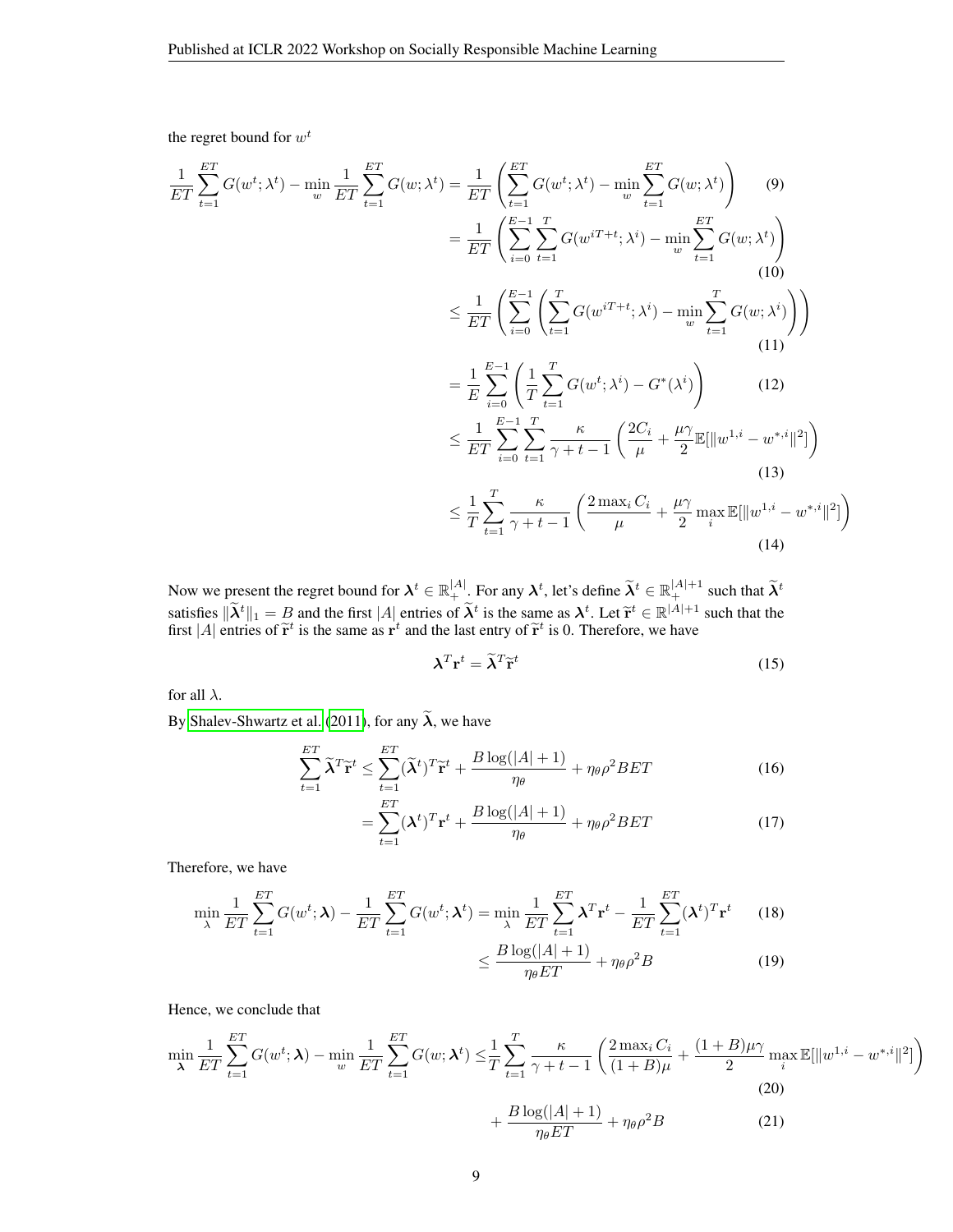the regret bound for $w^t$

$$
\begin{aligned}
\frac{1}{ET}\sum_{t=1}^{ET} G(w^t;\lambda^t) - \min_w \frac{1}{ET}\sum_{t=1}^{ET} G(w;\lambda^t) &= \frac{1}{ET}\left(\sum_{t=1}^{ET} G(w^t;\lambda^t) - \min_w \sum_{t=1}^{ET} G(w;\lambda^t)\right) \quad (9)\\
&= \frac{1}{ET}\left(\sum_{i=0}^{E-1}\sum_{t=1}^{T} G(w^{iT+t};\lambda^i) - \min_w \sum_{t=1}^{ET} G(w;\lambda^t)\right) \quad (10)\\
&\leq \frac{1}{ET}\left(\sum_{i=0}^{E-1}\left(\sum_{t=1}^{T} G(w^{iT+t};\lambda^i) - \min_w \sum_{t=1}^{T} G(w;\lambda^i)\right)\right) \quad (11)\\
&= \frac{1}{E}\sum_{i=0}^{E-1}\left(\frac{1}{T}\sum_{t=1}^{T} G(w^t;\lambda^i) - G^*(\lambda^i)\right) \quad (12)\\
&\leq \frac{1}{ET}\sum_{i=0}^{E-1}\sum_{t=1}^{T}\frac{\kappa}{\gamma+t-1}\left(\frac{2C_i}{\mu} + \frac{\mu\gamma}{2}\mathbb{E}[\|w^{1,i} - w^{*,i}\|^2]\right) \quad (13)\\
&\leq \frac{1}{T}\sum_{t=1}^{T}\frac{\kappa}{\gamma+t-1}\left(\frac{2\max_i C_i}{\mu} + \frac{\mu\gamma}{2}\max_i \mathbb{E}[\|w^{1,i} - w^{*,i}\|^2]\right) \quad (14)
\end{aligned}
$$

Now we present the regret bound for $\boldsymbol{\lambda}^t \in \mathbb{R}_+^{|A|}$. For any $\boldsymbol{\lambda}^t$, let's define $\widetilde{\boldsymbol{\lambda}}^t \in \mathbb{R}_+^{|A|+1}$ such that $\widetilde{\boldsymbol{\lambda}}^t$ satisfies $\|\widetilde{\boldsymbol{\lambda}}^t\|_1 = B$ and the first $|A|$ entries of $\widetilde{\boldsymbol{\lambda}}^t$ is the same as $\boldsymbol{\lambda}^t$. Let $\widetilde{\mathbf{r}}^t \in \mathbb{R}^{|A|+1}$ such that the first $|A|$ entries of $\widetilde{\mathbf{r}}^t$ is the same as $\mathbf{r}^t$ and the last entry of $\widetilde{\mathbf{r}}^t$ is 0. Therefore, we have

$$
\boldsymbol{\lambda}^T\mathbf{r}^t = \widetilde{\boldsymbol{\lambda}}^T\widetilde{\mathbf{r}}^t \quad (15)
$$

for all $\lambda$.

By Shalev-Shwartz et al. (2011), for any $\widetilde{\boldsymbol{\lambda}}$, we have

$$
\begin{aligned}
\sum_{t=1}^{ET}\widetilde{\boldsymbol{\lambda}}^T\widetilde{\mathbf{r}}^t &\leq \sum_{t=1}^{ET}(\widetilde{\boldsymbol{\lambda}}^t)^T\widetilde{\mathbf{r}}^t + \frac{B\log(|A|+1)}{\eta_\theta} + \eta_\theta\rho^2 BET \quad (16)\\
&= \sum_{t=1}^{ET}(\boldsymbol{\lambda}^t)^T\mathbf{r}^t + \frac{B\log(|A|+1)}{\eta_\theta} + \eta_\theta\rho^2 BET \quad (17)
\end{aligned}
$$

Therefore, we have

$$
\begin{aligned}
\min_\lambda \frac{1}{ET}\sum_{t=1}^{ET} G(w^t;\boldsymbol{\lambda}) - \frac{1}{ET}\sum_{t=1}^{ET} G(w^t;\boldsymbol{\lambda}^t) &= \min_\lambda \frac{1}{ET}\sum_{t=1}^{ET}\boldsymbol{\lambda}^T\mathbf{r}^t - \frac{1}{ET}\sum_{t=1}^{ET}(\boldsymbol{\lambda}^t)^T\mathbf{r}^t \quad (18)\\
&\leq \frac{B\log(|A|+1)}{\eta_\theta ET} + \eta_\theta\rho^2 B \quad (19)
\end{aligned}
$$

Hence, we conclude that

$$
\begin{aligned}
\min_{\boldsymbol{\lambda}} \frac{1}{ET}\sum_{t=1}^{ET} G(w^t;\boldsymbol{\lambda}) - \min_w \frac{1}{ET}\sum_{t=1}^{ET} G(w;\boldsymbol{\lambda}^t) \leq& \frac{1}{T}\sum_{t=1}^{T}\frac{\kappa}{\gamma+t-1}\left(\frac{2\max_i C_i}{(1+B)\mu} + \frac{(1+B)\mu\gamma}{2}\max_i \mathbb{E}[\|w^{1,i} - w^{*,i}\|^2]\right) \quad (20)\\
&+ \frac{B\log(|A|+1)}{\eta_\theta ET} + \eta_\theta\rho^2 B \quad (21)
\end{aligned}
$$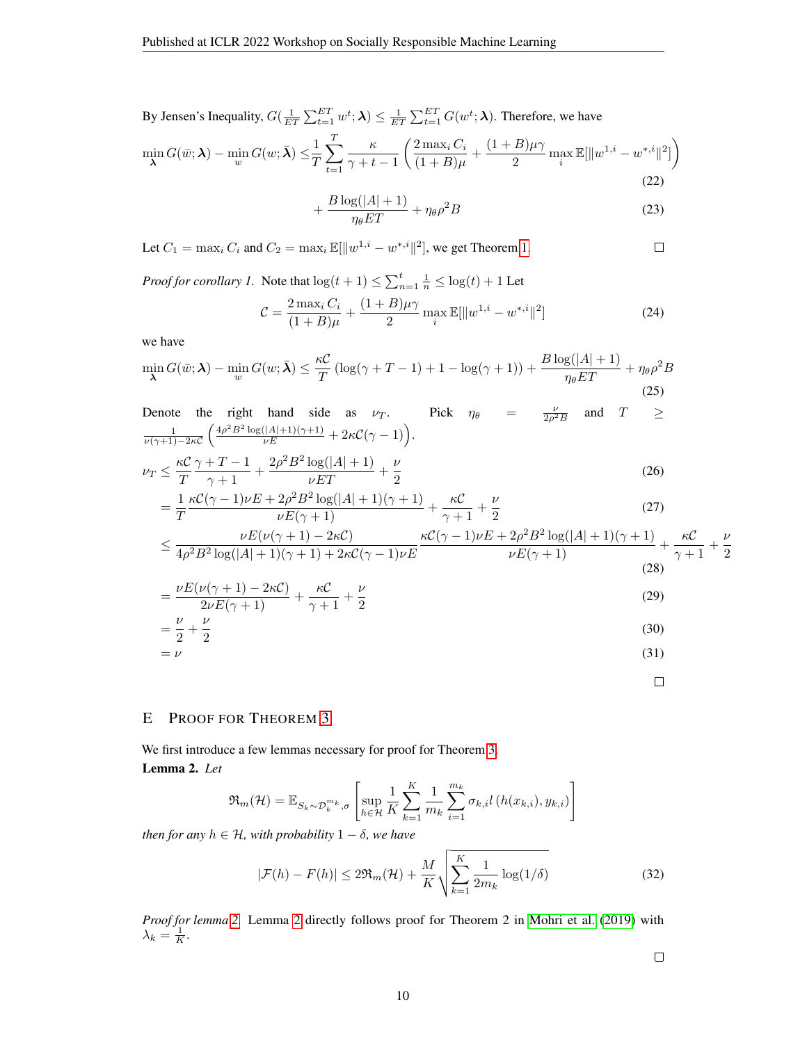By Jensen's Inequality, $G(\frac{1}{ET}\sum_{t=1}^{ET} w^t; \boldsymbol{\lambda}) \leq \frac{1}{ET}\sum_{t=1}^{ET} G(w^t; \boldsymbol{\lambda})$. Therefore, we have

$$\min_{\boldsymbol{\lambda}} G(\bar{w}; \boldsymbol{\lambda}) - \min_{w} G(w; \bar{\boldsymbol{\lambda}}) \leq \frac{1}{T}\sum_{t=1}^{T} \frac{\kappa}{\gamma + t - 1}\left(\frac{2\max_i C_i}{(1+B)\mu} + \frac{(1+B)\mu\gamma}{2}\max_i \mathbb{E}[\|w^{1,i} - w^{*,i}\|^2]\right) \tag{22}$$

$$+ \frac{B\log(|A|+1)}{\eta_\theta ET} + \eta_\theta \rho^2 B \tag{23}$$

Let $C_1 = \max_i C_i$ and $C_2 = \max_i \mathbb{E}[\|w^{1,i} - w^{*,i}\|^2]$, we get Theorem 1. □

*Proof for corollary 1.* Note that $\log(t+1) \leq \sum_{n=1}^{t}\frac{1}{n} \leq \log(t) + 1$ Let

$$\mathcal{C} = \frac{2\max_i C_i}{(1+B)\mu} + \frac{(1+B)\mu\gamma}{2}\max_i \mathbb{E}[\|w^{1,i} - w^{*,i}\|^2] \tag{24}$$

we have

$$\min_{\boldsymbol{\lambda}} G(\bar{w}; \boldsymbol{\lambda}) - \min_{w} G(w; \bar{\boldsymbol{\lambda}}) \leq \frac{\kappa\mathcal{C}}{T}\left(\log(\gamma + T - 1) + 1 - \log(\gamma + 1)\right) + \frac{B\log(|A|+1)}{\eta_\theta ET} + \eta_\theta\rho^2 B \tag{25}$$

Denote the right hand side as $\nu_T$. Pick $\eta_\theta = \frac{\nu}{2\rho^2 B}$ and $T \geq \frac{1}{\nu(\gamma+1) - 2\kappa\mathcal{C}}\left(\frac{4\rho^2 B^2 \log(|A|+1)(\gamma+1)}{\nu E} + 2\kappa\mathcal{C}(\gamma - 1)\right)$.

$$\nu_T \leq \frac{\kappa\mathcal{C}}{T}\frac{\gamma + T - 1}{\gamma + 1} + \frac{2\rho^2 B^2 \log(|A|+1)}{\nu ET} + \frac{\nu}{2} \tag{26}$$

$$= \frac{1}{T}\frac{\kappa\mathcal{C}(\gamma - 1)\nu E + 2\rho^2 B^2 \log(|A|+1)(\gamma+1)}{\nu E(\gamma+1)} + \frac{\kappa\mathcal{C}}{\gamma + 1} + \frac{\nu}{2} \tag{27}$$

$$\leq \frac{\nu E(\nu(\gamma+1) - 2\kappa\mathcal{C})}{4\rho^2 B^2 \log(|A|+1)(\gamma+1) + 2\kappa\mathcal{C}(\gamma-1)\nu E}\frac{\kappa\mathcal{C}(\gamma - 1)\nu E + 2\rho^2 B^2 \log(|A|+1)(\gamma+1)}{\nu E(\gamma+1)} + \frac{\kappa\mathcal{C}}{\gamma+1} + \frac{\nu}{2} \tag{28}$$

$$= \frac{\nu E(\nu(\gamma+1) - 2\kappa\mathcal{C})}{2\nu E(\gamma+1)} + \frac{\kappa\mathcal{C}}{\gamma+1} + \frac{\nu}{2} \tag{29}$$

$$= \frac{\nu}{2} + \frac{\nu}{2} \tag{30}$$

$$= \nu \tag{31}$$

□

## E Proof for Theorem 3

We first introduce a few lemmas necessary for proof for Theorem 3.

**Lemma 2.** *Let*

$$\mathfrak{R}_m(\mathcal{H}) = \mathbb{E}_{S_k \sim \mathcal{D}_k^{m_k}, \sigma}\left[\sup_{h \in \mathcal{H}} \frac{1}{K}\sum_{k=1}^{K}\frac{1}{m_k}\sum_{i=1}^{m_k}\sigma_{k,i} l\left(h(x_{k,i}), y_{k,i}\right)\right]$$

*then for any $h \in \mathcal{H}$, with probability $1 - \delta$, we have*

$$|\mathcal{F}(h) - F(h)| \leq 2\mathfrak{R}_m(\mathcal{H}) + \frac{M}{K}\sqrt{\sum_{k=1}^{K}\frac{1}{2m_k}\log(1/\delta)} \tag{32}$$

*Proof for lemma 2.* Lemma 2 directly follows proof for Theorem 2 in Mohri et al. (2019) with $\lambda_k = \frac{1}{K}$.

□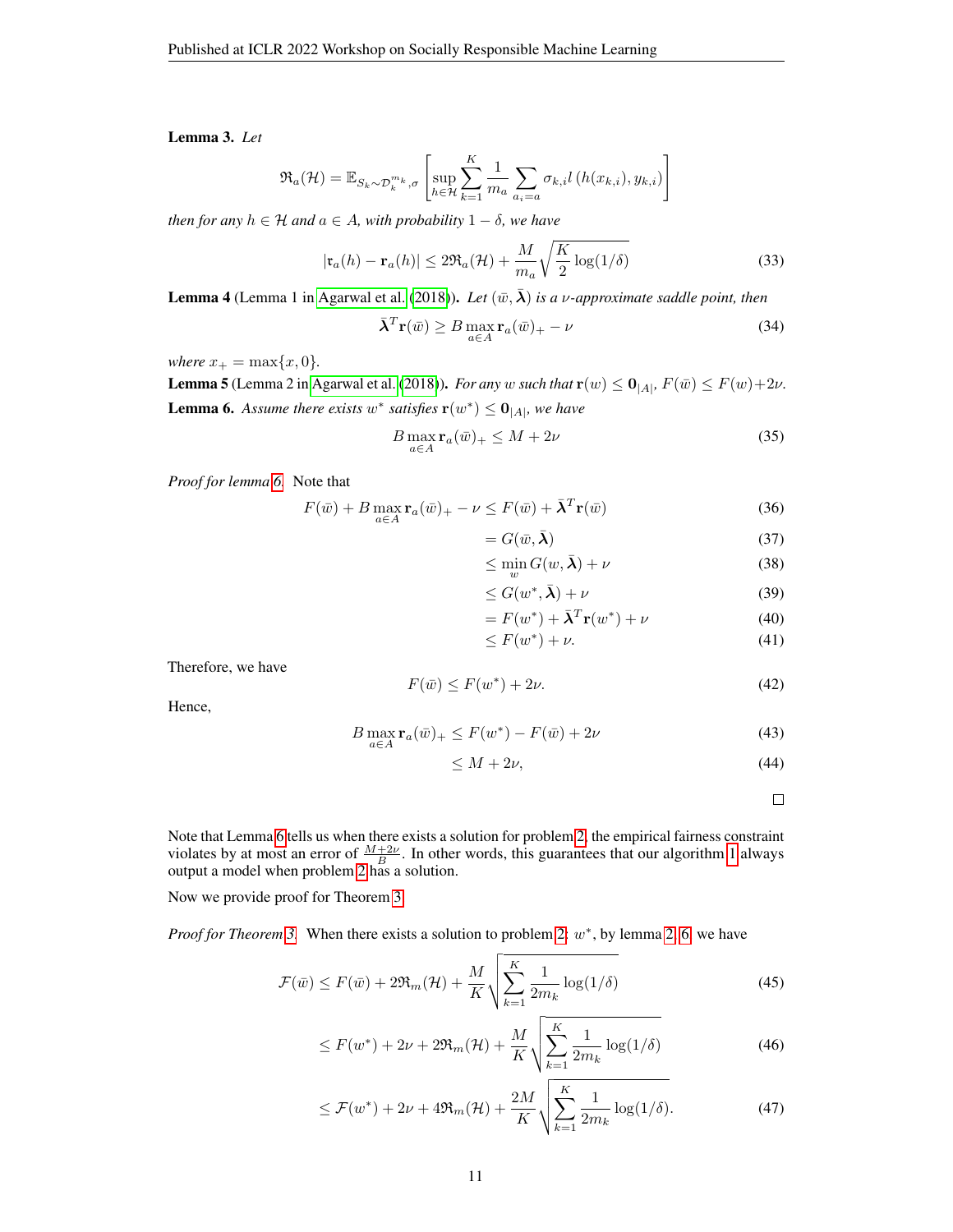**Lemma 3.** *Let*

$$\mathfrak{R}_a(\mathcal{H}) = \mathbb{E}_{S_k \sim \mathcal{D}_k^{m_k}, \sigma}\left[\sup_{h \in \mathcal{H}} \sum_{k=1}^{K} \frac{1}{m_a} \sum_{a_i = a} \sigma_{k,i} l\left(h(x_{k,i}), y_{k,i}\right)\right]$$

*then for any $h \in \mathcal{H}$ and $a \in A$, with probability $1 - \delta$, we have*

$$|\mathfrak{r}_a(h) - \mathbf{r}_a(h)| \leq 2\mathfrak{R}_a(\mathcal{H}) + \frac{M}{m_a}\sqrt{\frac{K}{2}\log(1/\delta)} \tag{33}$$

**Lemma 4** (Lemma 1 in Agarwal et al. (2018)). *Let $(\bar{w}, \bar{\boldsymbol{\lambda}})$ is a $\nu$-approximate saddle point, then*

$$\bar{\boldsymbol{\lambda}}^T \mathbf{r}(\bar{w}) \geq B \max_{a \in A} \mathbf{r}_a(\bar{w})_+ - \nu \tag{34}$$

*where $x_+ = \max\{x, 0\}$.*

**Lemma 5** (Lemma 2 in Agarwal et al. (2018)). *For any $w$ such that $\mathbf{r}(w) \leq \mathbf{0}_{|A|}$, $F(\bar{w}) \leq F(w) + 2\nu$.*

**Lemma 6.** *Assume there exists $w^*$ satisfies $\mathbf{r}(w^*) \leq \mathbf{0}_{|A|}$, we have*

$$B \max_{a \in A} \mathbf{r}_a(\bar{w})_+ \leq M + 2\nu \tag{35}$$

*Proof for lemma 6.* Note that

$$\begin{aligned}
F(\bar{w}) + B \max_{a \in A} \mathbf{r}_a(\bar{w})_+ - \nu &\leq F(\bar{w}) + \bar{\boldsymbol{\lambda}}^T \mathbf{r}(\bar{w}) && (36)\\
&= G(\bar{w}, \bar{\boldsymbol{\lambda}}) && (37)\\
&\leq \min_{w} G(w, \bar{\boldsymbol{\lambda}}) + \nu && (38)\\
&\leq G(w^*, \bar{\boldsymbol{\lambda}}) + \nu && (39)\\
&= F(w^*) + \bar{\boldsymbol{\lambda}}^T \mathbf{r}(w^*) + \nu && (40)\\
&\leq F(w^*) + \nu. && (41)
\end{aligned}$$

Therefore, we have

$$F(\bar{w}) \leq F(w^*) + 2\nu. \tag{42}$$

Hence,

$$\begin{aligned}
B \max_{a \in A} \mathbf{r}_a(\bar{w})_+ &\leq F(w^*) - F(\bar{w}) + 2\nu && (43)\\
&\leq M + 2\nu, && (44)
\end{aligned}$$

□

Note that Lemma 6 tells us when there exists a solution for problem 2, the empirical fairness constraint violates by at most an error of $\frac{M+2\nu}{B}$. In other words, this guarantees that our algorithm 1 always output a model when problem 2 has a solution.

Now we provide proof for Theorem 3.

*Proof for Theorem 3.* When there exists a solution to problem 2: $w^*$, by lemma 2, 6, we have

$$\begin{aligned}
\mathcal{F}(\bar{w}) &\leq F(\bar{w}) + 2\mathfrak{R}_m(\mathcal{H}) + \frac{M}{K}\sqrt{\sum_{k=1}^{K} \frac{1}{2m_k}\log(1/\delta)} && (45)\\
&\leq F(w^*) + 2\nu + 2\mathfrak{R}_m(\mathcal{H}) + \frac{M}{K}\sqrt{\sum_{k=1}^{K} \frac{1}{2m_k}\log(1/\delta)} && (46)\\
&\leq \mathcal{F}(w^*) + 2\nu + 4\mathfrak{R}_m(\mathcal{H}) + \frac{2M}{K}\sqrt{\sum_{k=1}^{K} \frac{1}{2m_k}\log(1/\delta)}. && (47)
\end{aligned}$$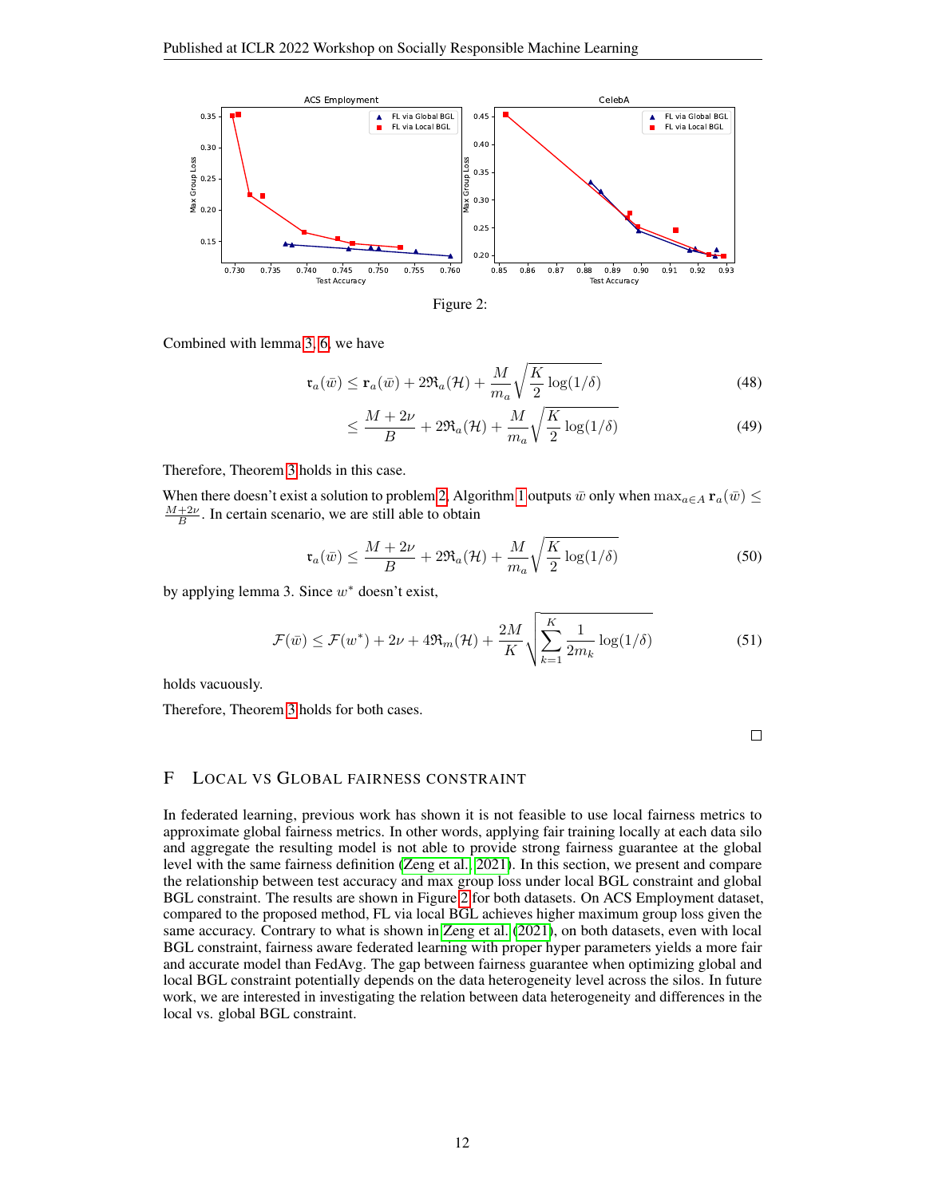ACS Employment

Max Group Loss

0.35
0.30
0.25
0.20
0.15

0.730 0.735 0.740 0.745 0.750 0.755 0.760

Test Accuracy

FL via Global BGL
FL via Local BGL

CelebA

Max Group Loss

0.45
0.40
0.35
0.30
0.25
0.20

0.85 0.86 0.87 0.88 0.89 0.90 0.91 0.92 0.93

Test Accuracy

FL via Global BGL
FL via Local BGL

Figure 2:

Combined with lemma 3, 6, we have

$$
\mathfrak{r}_a(\bar{w}) \leq \mathbf{r}_a(\bar{w}) + 2\mathfrak{R}_a(\mathcal{H}) + \frac{M}{m_a}\sqrt{\frac{K}{2}\log(1/\delta)} \tag{48}
$$

$$
\leq \frac{M+2\nu}{B} + 2\mathfrak{R}_a(\mathcal{H}) + \frac{M}{m_a}\sqrt{\frac{K}{2}\log(1/\delta)} \tag{49}
$$

Therefore, Theorem 3 holds in this case.

When there doesn't exist a solution to problem 2, Algorithm 1 outputs $\bar{w}$ only when $\max_{a\in A}\mathbf{r}_a(\bar{w}) \leq \frac{M+2\nu}{B}$. In certain scenario, we are still able to obtain

$$
\mathfrak{r}_a(\bar{w}) \leq \frac{M+2\nu}{B} + 2\mathfrak{R}_a(\mathcal{H}) + \frac{M}{m_a}\sqrt{\frac{K}{2}\log(1/\delta)} \tag{50}
$$

by applying lemma 3. Since $w^*$ doesn't exist,

$$
\mathcal{F}(\bar{w}) \leq \mathcal{F}(w^*) + 2\nu + 4\mathfrak{R}_m(\mathcal{H}) + \frac{2M}{K}\sqrt{\sum_{k=1}^{K}\frac{1}{2m_k}\log(1/\delta)} \tag{51}
$$

holds vacuously.

Therefore, Theorem 3 holds for both cases.

□

## F LOCAL VS GLOBAL FAIRNESS CONSTRAINT

In federated learning, previous work has shown it is not feasible to use local fairness metrics to approximate global fairness metrics. In other words, applying fair training locally at each data silo and aggregate the resulting model is not able to provide strong fairness guarantee at the global level with the same fairness definition (Zeng et al., 2021). In this section, we present and compare the relationship between test accuracy and max group loss under local BGL constraint and global BGL constraint. The results are shown in Figure 2 for both datasets. On ACS Employment dataset, compared to the proposed method, FL via local BGL achieves higher maximum group loss given the same accuracy. Contrary to what is shown in Zeng et al. (2021), on both datasets, even with local BGL constraint, fairness aware federated learning with proper hyper parameters yields a more fair and accurate model than FedAvg. The gap between fairness guarantee when optimizing global and local BGL constraint potentially depends on the data heterogeneity level across the silos. In future work, we are interested in investigating the relation between data heterogeneity and differences in the local vs. global BGL constraint.